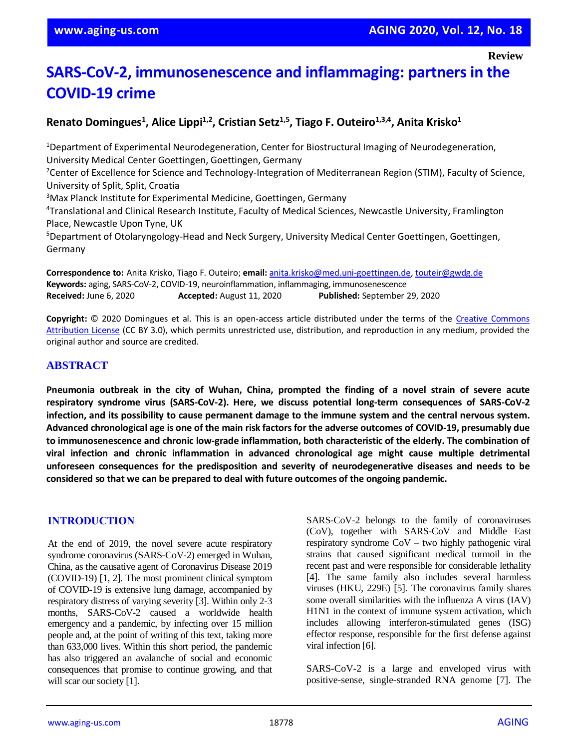Review

# SARS-CoV-2, immunosenescence and inflammaging: partners in the COVID-19 crime

**Renato Domingues[1], Alice Lippi[1,2], Cristian Setz[1,5], Tiago F. Outeiro[1,3,4], Anita Krisko[1]**

[1]Department of Experimental Neurodegeneration, Center for Biostructural Imaging of Neurodegeneration, University Medical Center Goettingen, Goettingen, Germany
[2]Center of Excellence for Science and Technology-Integration of Mediterranean Region (STIM), Faculty of Science, University of Split, Split, Croatia
[3]Max Planck Institute for Experimental Medicine, Goettingen, Germany
[4]Translational and Clinical Research Institute, Faculty of Medical Sciences, Newcastle University, Framlington Place, Newcastle Upon Tyne, UK
[5]Department of Otolaryngology-Head and Neck Surgery, University Medical Center Goettingen, Goettingen, Germany

**Correspondence to:** Anita Krisko, Tiago F. Outeiro; **email:** anita.krisko@med.uni-goettingen.de, touteir@gwdg.de
**Keywords:** aging, SARS-CoV-2, COVID-19, neuroinflammation, inflammaging, immunosenescence
**Received:** June 6, 2020 **Accepted:** August 11, 2020 **Published:** September 29, 2020

**Copyright:** © 2020 Domingues et al. This is an open-access article distributed under the terms of the Creative Commons Attribution License (CC BY 3.0), which permits unrestricted use, distribution, and reproduction in any medium, provided the original author and source are credited.

## ABSTRACT

**Pneumonia outbreak in the city of Wuhan, China, prompted the finding of a novel strain of severe acute respiratory syndrome virus (SARS-CoV-2). Here, we discuss potential long-term consequences of SARS-CoV-2 infection, and its possibility to cause permanent damage to the immune system and the central nervous system. Advanced chronological age is one of the main risk factors for the adverse outcomes of COVID-19, presumably due to immunosenescence and chronic low-grade inflammation, both characteristic of the elderly. The combination of viral infection and chronic inflammation in advanced chronological age might cause multiple detrimental unforeseen consequences for the predisposition and severity of neurodegenerative diseases and needs to be considered so that we can be prepared to deal with future outcomes of the ongoing pandemic.**

## INTRODUCTION

At the end of 2019, the novel severe acute respiratory syndrome coronavirus (SARS-CoV-2) emerged in Wuhan, China, as the causative agent of Coronavirus Disease 2019 (COVID-19) [1, 2]. The most prominent clinical symptom of COVID-19 is extensive lung damage, accompanied by respiratory distress of varying severity [3]. Within only 2-3 months, SARS-CoV-2 caused a worldwide health emergency and a pandemic, by infecting over 15 million people and, at the point of writing of this text, taking more than 633,000 lives. Within this short period, the pandemic has also triggered an avalanche of social and economic consequences that promise to continue growing, and that will scar our society [1].

SARS-CoV-2 belongs to the family of coronaviruses (CoV), together with SARS-CoV and Middle East respiratory syndrome CoV – two highly pathogenic viral strains that caused significant medical turmoil in the recent past and were responsible for considerable lethality [4]. The same family also includes several harmless viruses (HKU, 229E) [5]. The coronavirus family shares some overall similarities with the influenza A virus (IAV) H1N1 in the context of immune system activation, which includes allowing interferon-stimulated genes (ISG) effector response, responsible for the first defense against viral infection [6].

SARS-CoV-2 is a large and enveloped virus with positive-sense, single-stranded RNA genome [7]. The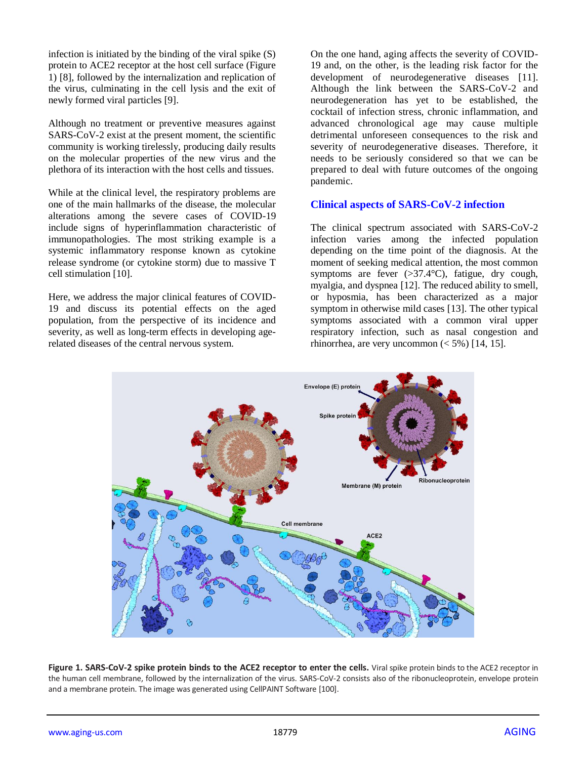infection is initiated by the binding of the viral spike (S) protein to ACE2 receptor at the host cell surface (Figure 1) [8], followed by the internalization and replication of the virus, culminating in the cell lysis and the exit of newly formed viral particles [9].

Although no treatment or preventive measures against SARS-CoV-2 exist at the present moment, the scientific community is working tirelessly, producing daily results on the molecular properties of the new virus and the plethora of its interaction with the host cells and tissues.

While at the clinical level, the respiratory problems are one of the main hallmarks of the disease, the molecular alterations among the severe cases of COVID-19 include signs of hyperinflammation characteristic of immunopathologies. The most striking example is a systemic inflammatory response known as cytokine release syndrome (or cytokine storm) due to massive T cell stimulation [10].

Here, we address the major clinical features of COVID-19 and discuss its potential effects on the aged population, from the perspective of its incidence and severity, as well as long-term effects in developing age-related diseases of the central nervous system.

On the one hand, aging affects the severity of COVID-19 and, on the other, is the leading risk factor for the development of neurodegenerative diseases [11]. Although the link between the SARS-CoV-2 and neurodegeneration has yet to be established, the cocktail of infection stress, chronic inflammation, and advanced chronological age may cause multiple detrimental unforeseen consequences to the risk and severity of neurodegenerative diseases. Therefore, it needs to be seriously considered so that we can be prepared to deal with future outcomes of the ongoing pandemic.

## Clinical aspects of SARS-CoV-2 infection

The clinical spectrum associated with SARS-CoV-2 infection varies among the infected population depending on the time point of the diagnosis. At the moment of seeking medical attention, the most common symptoms are fever (>37.4°C), fatigue, dry cough, myalgia, and dyspnea [12]. The reduced ability to smell, or hyposmia, has been characterized as a major symptom in otherwise mild cases [13]. The other typical symptoms associated with a common viral upper respiratory infection, such as nasal congestion and rhinorrhea, are very uncommon (< 5%) [14, 15].

**Figure 1. SARS-CoV-2 spike protein binds to the ACE2 receptor to enter the cells.** Viral spike protein binds to the ACE2 receptor in the human cell membrane, followed by the internalization of the virus. SARS-CoV-2 consists also of the ribonucleoprotein, envelope protein and a membrane protein. The image was generated using CellPAINT Software [100].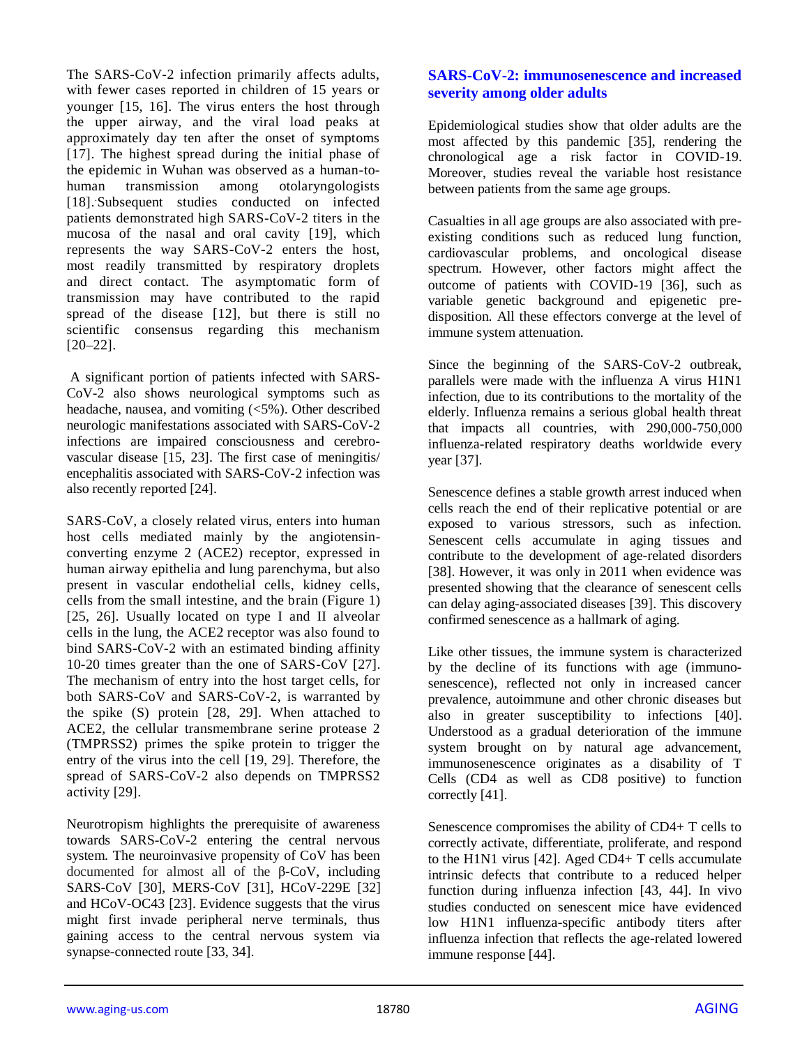The SARS-CoV-2 infection primarily affects adults, with fewer cases reported in children of 15 years or younger [15, 16]. The virus enters the host through the upper airway, and the viral load peaks at approximately day ten after the onset of symptoms [17]. The highest spread during the initial phase of the epidemic in Wuhan was observed as a human-to-human transmission among otolaryngologists [18]. Subsequent studies conducted on infected patients demonstrated high SARS-CoV-2 titers in the mucosa of the nasal and oral cavity [19], which represents the way SARS-CoV-2 enters the host, most readily transmitted by respiratory droplets and direct contact. The asymptomatic form of transmission may have contributed to the rapid spread of the disease [12], but there is still no scientific consensus regarding this mechanism [20–22].

A significant portion of patients infected with SARS-CoV-2 also shows neurological symptoms such as headache, nausea, and vomiting (<5%). Other described neurologic manifestations associated with SARS-CoV-2 infections are impaired consciousness and cerebro-vascular disease [15, 23]. The first case of meningitis/encephalitis associated with SARS-CoV-2 infection was also recently reported [24].

SARS-CoV, a closely related virus, enters into human host cells mediated mainly by the angiotensin-converting enzyme 2 (ACE2) receptor, expressed in human airway epithelia and lung parenchyma, but also present in vascular endothelial cells, kidney cells, cells from the small intestine, and the brain (Figure 1) [25, 26]. Usually located on type I and II alveolar cells in the lung, the ACE2 receptor was also found to bind SARS-CoV-2 with an estimated binding affinity 10-20 times greater than the one of SARS-CoV [27]. The mechanism of entry into the host target cells, for both SARS-CoV and SARS-CoV-2, is warranted by the spike (S) protein [28, 29]. When attached to ACE2, the cellular transmembrane serine protease 2 (TMPRSS2) primes the spike protein to trigger the entry of the virus into the cell [19, 29]. Therefore, the spread of SARS-CoV-2 also depends on TMPRSS2 activity [29].

Neurotropism highlights the prerequisite of awareness towards SARS-CoV-2 entering the central nervous system. The neuroinvasive propensity of CoV has been documented for almost all of the β-CoV, including SARS-CoV [30], MERS-CoV [31], HCoV-229E [32] and HCoV-OC43 [23]. Evidence suggests that the virus might first invade peripheral nerve terminals, thus gaining access to the central nervous system via synapse-connected route [33, 34].

## SARS-CoV-2: immunosenescence and increased severity among older adults

Epidemiological studies show that older adults are the most affected by this pandemic [35], rendering the chronological age a risk factor in COVID-19. Moreover, studies reveal the variable host resistance between patients from the same age groups.

Casualties in all age groups are also associated with pre-existing conditions such as reduced lung function, cardiovascular problems, and oncological disease spectrum. However, other factors might affect the outcome of patients with COVID-19 [36], such as variable genetic background and epigenetic pre-disposition. All these effectors converge at the level of immune system attenuation.

Since the beginning of the SARS-CoV-2 outbreak, parallels were made with the influenza A virus H1N1 infection, due to its contributions to the mortality of the elderly. Influenza remains a serious global health threat that impacts all countries, with 290,000-750,000 influenza-related respiratory deaths worldwide every year [37].

Senescence defines a stable growth arrest induced when cells reach the end of their replicative potential or are exposed to various stressors, such as infection. Senescent cells accumulate in aging tissues and contribute to the development of age-related disorders [38]. However, it was only in 2011 when evidence was presented showing that the clearance of senescent cells can delay aging-associated diseases [39]. This discovery confirmed senescence as a hallmark of aging.

Like other tissues, the immune system is characterized by the decline of its functions with age (immuno-senescence), reflected not only in increased cancer prevalence, autoimmune and other chronic diseases but also in greater susceptibility to infections [40]. Understood as a gradual deterioration of the immune system brought on by natural age advancement, immunosenescence originates as a disability of T Cells (CD4 as well as CD8 positive) to function correctly [41].

Senescence compromises the ability of CD4+ T cells to correctly activate, differentiate, proliferate, and respond to the H1N1 virus [42]. Aged CD4+ T cells accumulate intrinsic defects that contribute to a reduced helper function during influenza infection [43, 44]. In vivo studies conducted on senescent mice have evidenced low H1N1 influenza-specific antibody titers after influenza infection that reflects the age-related lowered immune response [44].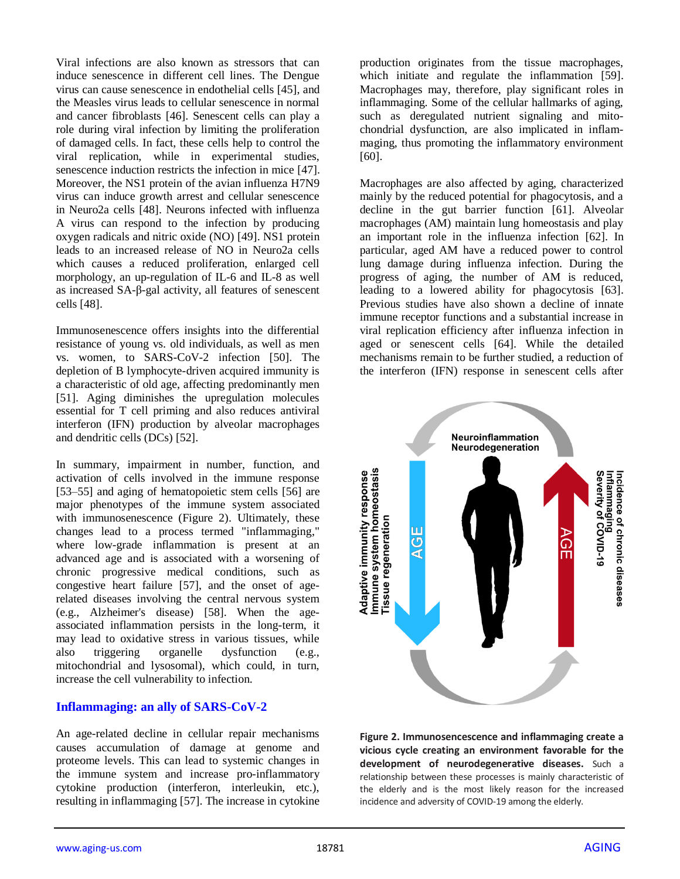Viral infections are also known as stressors that can induce senescence in different cell lines. The Dengue virus can cause senescence in endothelial cells [45], and the Measles virus leads to cellular senescence in normal and cancer fibroblasts [46]. Senescent cells can play a role during viral infection by limiting the proliferation of damaged cells. In fact, these cells help to control the viral replication, while in experimental studies, senescence induction restricts the infection in mice [47]. Moreover, the NS1 protein of the avian influenza H7N9 virus can induce growth arrest and cellular senescence in Neuro2a cells [48]. Neurons infected with influenza A virus can respond to the infection by producing oxygen radicals and nitric oxide (NO) [49]. NS1 protein leads to an increased release of NO in Neuro2a cells which causes a reduced proliferation, enlarged cell morphology, an up-regulation of IL-6 and IL-8 as well as increased SA-β-gal activity, all features of senescent cells [48].

Immunosenescence offers insights into the differential resistance of young vs. old individuals, as well as men vs. women, to SARS-CoV-2 infection [50]. The depletion of B lymphocyte-driven acquired immunity is a characteristic of old age, affecting predominantly men [51]. Aging diminishes the upregulation molecules essential for T cell priming and also reduces antiviral interferon (IFN) production by alveolar macrophages and dendritic cells (DCs) [52].

In summary, impairment in number, function, and activation of cells involved in the immune response [53–55] and aging of hematopoietic stem cells [56] are major phenotypes of the immune system associated with immunosenescence (Figure 2). Ultimately, these changes lead to a process termed "inflammaging," where low-grade inflammation is present at an advanced age and is associated with a worsening of chronic progressive medical conditions, such as congestive heart failure [57], and the onset of age-related diseases involving the central nervous system (e.g., Alzheimer's disease) [58]. When the age-associated inflammation persists in the long-term, it may lead to oxidative stress in various tissues, while also triggering organelle dysfunction (e.g., mitochondrial and lysosomal), which could, in turn, increase the cell vulnerability to infection.

## Inflammaging: an ally of SARS-CoV-2

An age-related decline in cellular repair mechanisms causes accumulation of damage at genome and proteome levels. This can lead to systemic changes in the immune system and increase pro-inflammatory cytokine production (interferon, interleukin, etc.), resulting in inflammaging [57]. The increase in cytokine production originates from the tissue macrophages, which initiate and regulate the inflammation [59]. Macrophages may, therefore, play significant roles in inflammaging. Some of the cellular hallmarks of aging, such as deregulated nutrient signaling and mitochondrial dysfunction, are also implicated in inflammaging, thus promoting the inflammatory environment [60].

Macrophages are also affected by aging, characterized mainly by the reduced potential for phagocytosis, and a decline in the gut barrier function [61]. Alveolar macrophages (AM) maintain lung homeostasis and play an important role in the influenza infection [62]. In particular, aged AM have a reduced power to control lung damage during influenza infection. During the progress of aging, the number of AM is reduced, leading to a lowered ability for phagocytosis [63]. Previous studies have also shown a decline of innate immune receptor functions and a substantial increase in viral replication efficiency after influenza infection in aged or senescent cells [64]. While the detailed mechanisms remain to be further studied, a reduction of the interferon (IFN) response in senescent cells after

**Figure 2. Immunosencescence and inflammaging create a vicious cycle creating an environment favorable for the development of neurodegenerative diseases.** Such a relationship between these processes is mainly characteristic of the elderly and is the most likely reason for the increased incidence and adversity of COVID-19 among the elderly.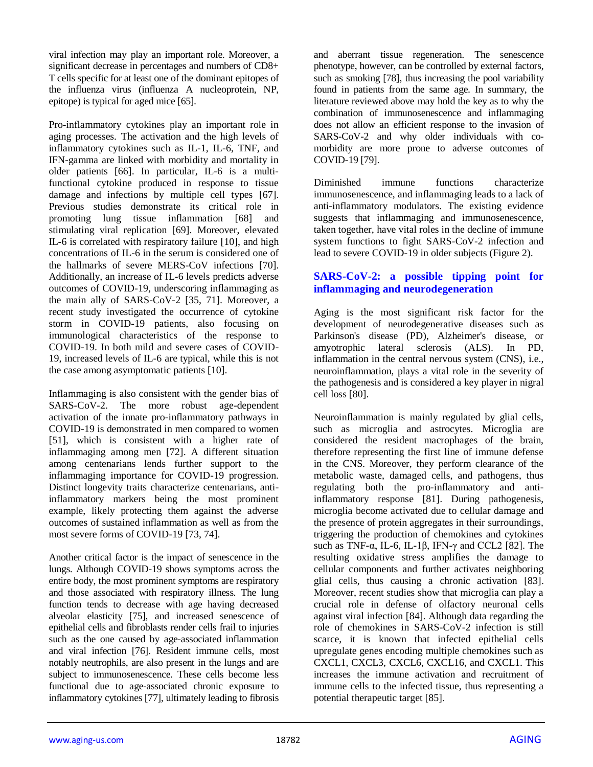viral infection may play an important role. Moreover, a significant decrease in percentages and numbers of CD8+ T cells specific for at least one of the dominant epitopes of the influenza virus (influenza A nucleoprotein, NP, epitope) is typical for aged mice [65].

Pro-inflammatory cytokines play an important role in aging processes. The activation and the high levels of inflammatory cytokines such as IL-1, IL-6, TNF, and IFN-gamma are linked with morbidity and mortality in older patients [66]. In particular, IL-6 is a multi-functional cytokine produced in response to tissue damage and infections by multiple cell types [67]. Previous studies demonstrate its critical role in promoting lung tissue inflammation [68] and stimulating viral replication [69]. Moreover, elevated IL-6 is correlated with respiratory failure [10], and high concentrations of IL-6 in the serum is considered one of the hallmarks of severe MERS-CoV infections [70]. Additionally, an increase of IL-6 levels predicts adverse outcomes of COVID-19, underscoring inflammaging as the main ally of SARS-CoV-2 [35, 71]. Moreover, a recent study investigated the occurrence of cytokine storm in COVID-19 patients, also focusing on immunological characteristics of the response to COVID-19. In both mild and severe cases of COVID-19, increased levels of IL-6 are typical, while this is not the case among asymptomatic patients [10].

Inflammaging is also consistent with the gender bias of SARS-CoV-2. The more robust age-dependent activation of the innate pro-inflammatory pathways in COVID-19 is demonstrated in men compared to women [51], which is consistent with a higher rate of inflammaging among men [72]. A different situation among centenarians lends further support to the inflammaging importance for COVID-19 progression. Distinct longevity traits characterize centenarians, anti-inflammatory markers being the most prominent example, likely protecting them against the adverse outcomes of sustained inflammation as well as from the most severe forms of COVID-19 [73, 74].

Another critical factor is the impact of senescence in the lungs. Although COVID-19 shows symptoms across the entire body, the most prominent symptoms are respiratory and those associated with respiratory illness. The lung function tends to decrease with age having decreased alveolar elasticity [75], and increased senescence of epithelial cells and fibroblasts render cells frail to injuries such as the one caused by age-associated inflammation and viral infection [76]. Resident immune cells, most notably neutrophils, are also present in the lungs and are subject to immunosenescence. These cells become less functional due to age-associated chronic exposure to inflammatory cytokines [77], ultimately leading to fibrosis and aberrant tissue regeneration. The senescence phenotype, however, can be controlled by external factors, such as smoking [78], thus increasing the pool variability found in patients from the same age. In summary, the literature reviewed above may hold the key as to why the combination of immunosenescence and inflammaging does not allow an efficient response to the invasion of SARS-CoV-2 and why older individuals with co-morbidity are more prone to adverse outcomes of COVID-19 [79].

Diminished immune functions characterize immunosenescence, and inflammaging leads to a lack of anti-inflammatory modulators. The existing evidence suggests that inflammaging and immunosenescence, taken together, have vital roles in the decline of immune system functions to fight SARS-CoV-2 infection and lead to severe COVID-19 in older subjects (Figure 2).

## SARS-CoV-2: a possible tipping point for inflammaging and neurodegeneration

Aging is the most significant risk factor for the development of neurodegenerative diseases such as Parkinson's disease (PD), Alzheimer's disease, or amyotrophic lateral sclerosis (ALS). In PD, inflammation in the central nervous system (CNS), i.e., neuroinflammation, plays a vital role in the severity of the pathogenesis and is considered a key player in nigral cell loss [80].

Neuroinflammation is mainly regulated by glial cells, such as microglia and astrocytes. Microglia are considered the resident macrophages of the brain, therefore representing the first line of immune defense in the CNS. Moreover, they perform clearance of the metabolic waste, damaged cells, and pathogens, thus regulating both the pro-inflammatory and anti-inflammatory response [81]. During pathogenesis, microglia become activated due to cellular damage and the presence of protein aggregates in their surroundings, triggering the production of chemokines and cytokines such as TNF-α, IL-6, IL-1β, IFN-γ and CCL2 [82]. The resulting oxidative stress amplifies the damage to cellular components and further activates neighboring glial cells, thus causing a chronic activation [83]. Moreover, recent studies show that microglia can play a crucial role in defense of olfactory neuronal cells against viral infection [84]. Although data regarding the role of chemokines in SARS-CoV-2 infection is still scarce, it is known that infected epithelial cells upregulate genes encoding multiple chemokines such as CXCL1, CXCL3, CXCL6, CXCL16, and CXCL1. This increases the immune activation and recruitment of immune cells to the infected tissue, thus representing a potential therapeutic target [85].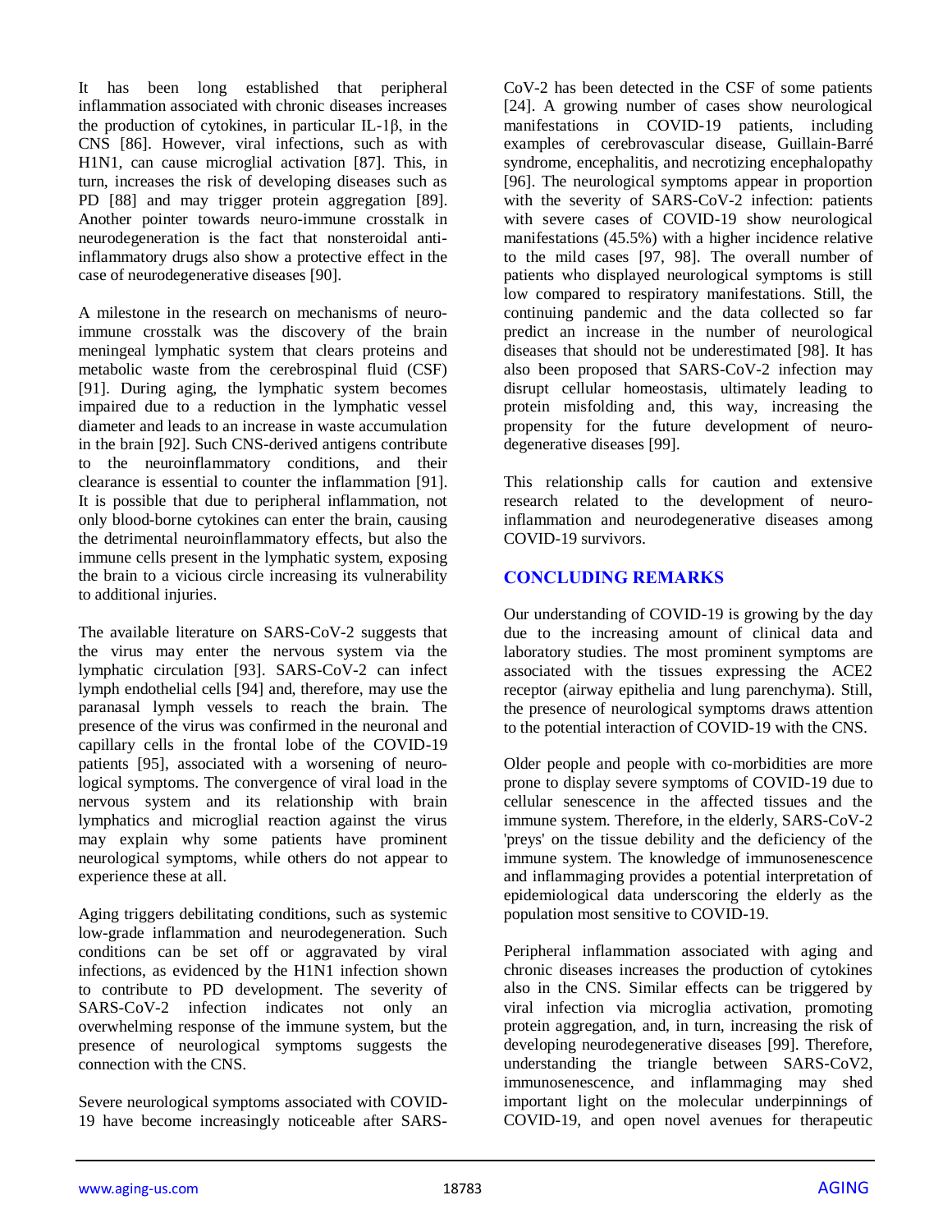It has been long established that peripheral inflammation associated with chronic diseases increases the production of cytokines, in particular IL-1β, in the CNS [86]. However, viral infections, such as with H1N1, can cause microglial activation [87]. This, in turn, increases the risk of developing diseases such as PD [88] and may trigger protein aggregation [89]. Another pointer towards neuro-immune crosstalk in neurodegeneration is the fact that nonsteroidal anti-inflammatory drugs also show a protective effect in the case of neurodegenerative diseases [90].

A milestone in the research on mechanisms of neuro-immune crosstalk was the discovery of the brain meningeal lymphatic system that clears proteins and metabolic waste from the cerebrospinal fluid (CSF) [91]. During aging, the lymphatic system becomes impaired due to a reduction in the lymphatic vessel diameter and leads to an increase in waste accumulation in the brain [92]. Such CNS-derived antigens contribute to the neuroinflammatory conditions, and their clearance is essential to counter the inflammation [91]. It is possible that due to peripheral inflammation, not only blood-borne cytokines can enter the brain, causing the detrimental neuroinflammatory effects, but also the immune cells present in the lymphatic system, exposing the brain to a vicious circle increasing its vulnerability to additional injuries.

The available literature on SARS-CoV-2 suggests that the virus may enter the nervous system via the lymphatic circulation [93]. SARS-CoV-2 can infect lymph endothelial cells [94] and, therefore, may use the paranasal lymph vessels to reach the brain. The presence of the virus was confirmed in the neuronal and capillary cells in the frontal lobe of the COVID-19 patients [95], associated with a worsening of neurological symptoms. The convergence of viral load in the nervous system and its relationship with brain lymphatics and microglial reaction against the virus may explain why some patients have prominent neurological symptoms, while others do not appear to experience these at all.

Aging triggers debilitating conditions, such as systemic low-grade inflammation and neurodegeneration. Such conditions can be set off or aggravated by viral infections, as evidenced by the H1N1 infection shown to contribute to PD development. The severity of SARS-CoV-2 infection indicates not only an overwhelming response of the immune system, but the presence of neurological symptoms suggests the connection with the CNS.

Severe neurological symptoms associated with COVID-19 have become increasingly noticeable after SARS-CoV-2 has been detected in the CSF of some patients [24]. A growing number of cases show neurological manifestations in COVID-19 patients, including examples of cerebrovascular disease, Guillain-Barré syndrome, encephalitis, and necrotizing encephalopathy [96]. The neurological symptoms appear in proportion with the severity of SARS-CoV-2 infection: patients with severe cases of COVID-19 show neurological manifestations (45.5%) with a higher incidence relative to the mild cases [97, 98]. The overall number of patients who displayed neurological symptoms is still low compared to respiratory manifestations. Still, the continuing pandemic and the data collected so far predict an increase in the number of neurological diseases that should not be underestimated [98]. It has also been proposed that SARS-CoV-2 infection may disrupt cellular homeostasis, ultimately leading to protein misfolding and, this way, increasing the propensity for the future development of neuro-degenerative diseases [99].

This relationship calls for caution and extensive research related to the development of neuro-inflammation and neurodegenerative diseases among COVID-19 survivors.

## CONCLUDING REMARKS

Our understanding of COVID-19 is growing by the day due to the increasing amount of clinical data and laboratory studies. The most prominent symptoms are associated with the tissues expressing the ACE2 receptor (airway epithelia and lung parenchyma). Still, the presence of neurological symptoms draws attention to the potential interaction of COVID-19 with the CNS.

Older people and people with co-morbidities are more prone to display severe symptoms of COVID-19 due to cellular senescence in the affected tissues and the immune system. Therefore, in the elderly, SARS-CoV-2 'preys' on the tissue debility and the deficiency of the immune system. The knowledge of immunosenescence and inflammaging provides a potential interpretation of epidemiological data underscoring the elderly as the population most sensitive to COVID-19.

Peripheral inflammation associated with aging and chronic diseases increases the production of cytokines also in the CNS. Similar effects can be triggered by viral infection via microglia activation, promoting protein aggregation, and, in turn, increasing the risk of developing neurodegenerative diseases [99]. Therefore, understanding the triangle between SARS-CoV2, immunosenescence, and inflammaging may shed important light on the molecular underpinnings of COVID-19, and open novel avenues for therapeutic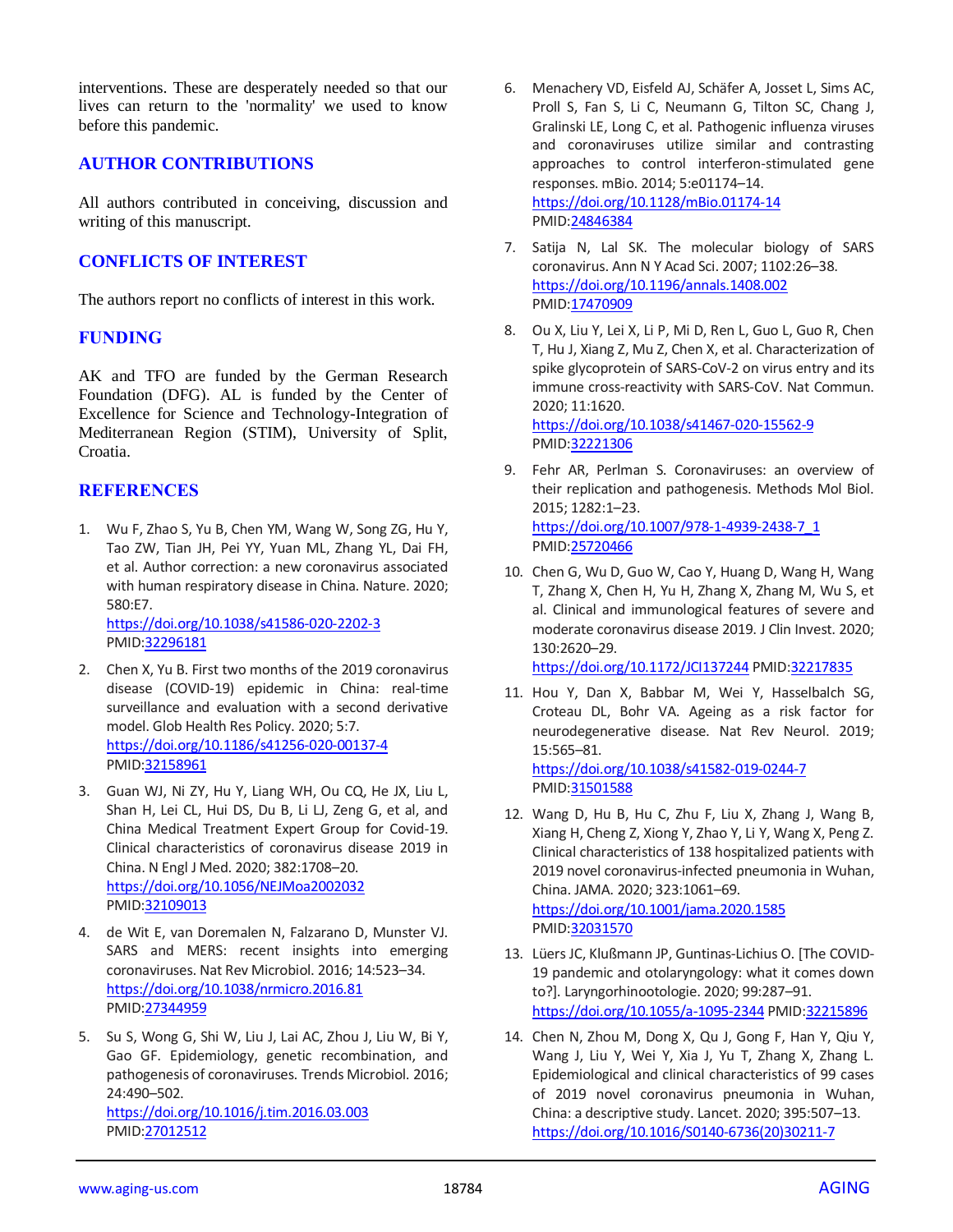interventions. These are desperately needed so that our lives can return to the 'normality' we used to know before this pandemic.

## AUTHOR CONTRIBUTIONS

All authors contributed in conceiving, discussion and writing of this manuscript.

## CONFLICTS OF INTEREST

The authors report no conflicts of interest in this work.

## FUNDING

AK and TFO are funded by the German Research Foundation (DFG). AL is funded by the Center of Excellence for Science and Technology-Integration of Mediterranean Region (STIM), University of Split, Croatia.

## REFERENCES

1. Wu F, Zhao S, Yu B, Chen YM, Wang W, Song ZG, Hu Y, Tao ZW, Tian JH, Pei YY, Yuan ML, Zhang YL, Dai FH, et al. Author correction: a new coronavirus associated with human respiratory disease in China. Nature. 2020; 580:E7. https://doi.org/10.1038/s41586-020-2202-3 PMID:32296181

2. Chen X, Yu B. First two months of the 2019 coronavirus disease (COVID-19) epidemic in China: real-time surveillance and evaluation with a second derivative model. Glob Health Res Policy. 2020; 5:7. https://doi.org/10.1186/s41256-020-00137-4 PMID:32158961

3. Guan WJ, Ni ZY, Hu Y, Liang WH, Ou CQ, He JX, Liu L, Shan H, Lei CL, Hui DS, Du B, Li LJ, Zeng G, et al, and China Medical Treatment Expert Group for Covid-19. Clinical characteristics of coronavirus disease 2019 in China. N Engl J Med. 2020; 382:1708–20. https://doi.org/10.1056/NEJMoa2002032 PMID:32109013

4. de Wit E, van Doremalen N, Falzarano D, Munster VJ. SARS and MERS: recent insights into emerging coronaviruses. Nat Rev Microbiol. 2016; 14:523–34. https://doi.org/10.1038/nrmicro.2016.81 PMID:27344959

5. Su S, Wong G, Shi W, Liu J, Lai AC, Zhou J, Liu W, Bi Y, Gao GF. Epidemiology, genetic recombination, and pathogenesis of coronaviruses. Trends Microbiol. 2016; 24:490–502. https://doi.org/10.1016/j.tim.2016.03.003 PMID:27012512

6. Menachery VD, Eisfeld AJ, Schäfer A, Josset L, Sims AC, Proll S, Fan S, Li C, Neumann G, Tilton SC, Chang J, Gralinski LE, Long C, et al. Pathogenic influenza viruses and coronaviruses utilize similar and contrasting approaches to control interferon-stimulated gene responses. mBio. 2014; 5:e01174–14. https://doi.org/10.1128/mBio.01174-14 PMID:24846384

7. Satija N, Lal SK. The molecular biology of SARS coronavirus. Ann N Y Acad Sci. 2007; 1102:26–38. https://doi.org/10.1196/annals.1408.002 PMID:17470909

8. Ou X, Liu Y, Lei X, Li P, Mi D, Ren L, Guo L, Guo R, Chen T, Hu J, Xiang Z, Mu Z, Chen X, et al. Characterization of spike glycoprotein of SARS-CoV-2 on virus entry and its immune cross-reactivity with SARS-CoV. Nat Commun. 2020; 11:1620. https://doi.org/10.1038/s41467-020-15562-9 PMID:32221306

9. Fehr AR, Perlman S. Coronaviruses: an overview of their replication and pathogenesis. Methods Mol Biol. 2015; 1282:1–23. https://doi.org/10.1007/978-1-4939-2438-7_1 PMID:25720466

10. Chen G, Wu D, Guo W, Cao Y, Huang D, Wang H, Wang T, Zhang X, Chen H, Yu H, Zhang X, Zhang M, Wu S, et al. Clinical and immunological features of severe and moderate coronavirus disease 2019. J Clin Invest. 2020; 130:2620–29. https://doi.org/10.1172/JCI137244 PMID:32217835

11. Hou Y, Dan X, Babbar M, Wei Y, Hasselbalch SG, Croteau DL, Bohr VA. Ageing as a risk factor for neurodegenerative disease. Nat Rev Neurol. 2019; 15:565–81. https://doi.org/10.1038/s41582-019-0244-7 PMID:31501588

12. Wang D, Hu B, Hu C, Zhu F, Liu X, Zhang J, Wang B, Xiang H, Cheng Z, Xiong Y, Zhao Y, Li Y, Wang X, Peng Z. Clinical characteristics of 138 hospitalized patients with 2019 novel coronavirus-infected pneumonia in Wuhan, China. JAMA. 2020; 323:1061–69. https://doi.org/10.1001/jama.2020.1585 PMID:32031570

13. Lüers JC, Klußmann JP, Guntinas-Lichius O. [The COVID-19 pandemic and otolaryngology: what it comes down to?]. Laryngorhinootologie. 2020; 99:287–91. https://doi.org/10.1055/a-1095-2344 PMID:32215896

14. Chen N, Zhou M, Dong X, Qu J, Gong F, Han Y, Qiu Y, Wang J, Liu Y, Wei Y, Xia J, Yu T, Zhang X, Zhang L. Epidemiological and clinical characteristics of 99 cases of 2019 novel coronavirus pneumonia in Wuhan, China: a descriptive study. Lancet. 2020; 395:507–13. https://doi.org/10.1016/S0140-6736(20)30211-7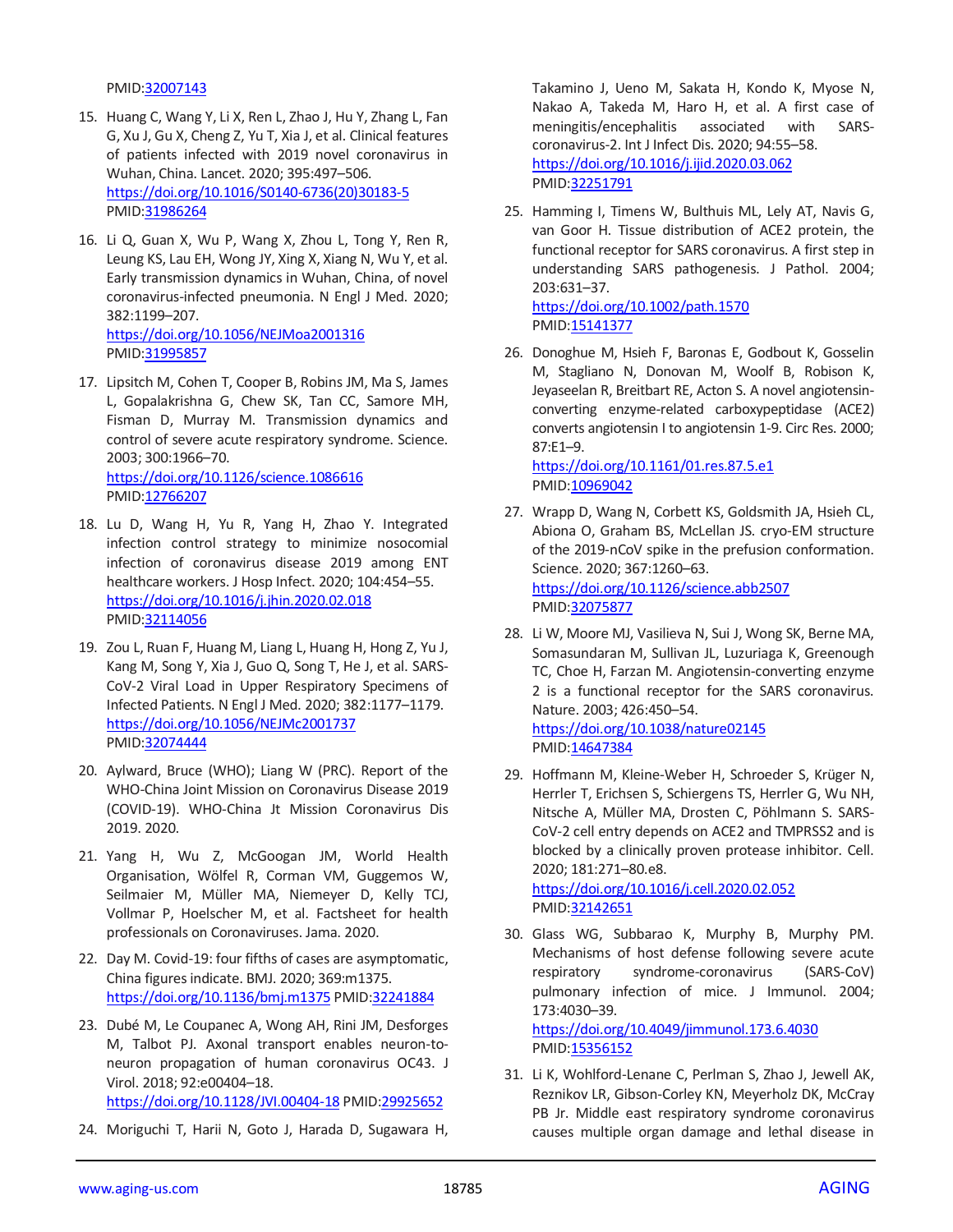PMID:32007143

15. Huang C, Wang Y, Li X, Ren L, Zhao J, Hu Y, Zhang L, Fan G, Xu J, Gu X, Cheng Z, Yu T, Xia J, et al. Clinical features of patients infected with 2019 novel coronavirus in Wuhan, China. Lancet. 2020; 395:497–506. https://doi.org/10.1016/S0140-6736(20)30183-5 PMID:31986264

16. Li Q, Guan X, Wu P, Wang X, Zhou L, Tong Y, Ren R, Leung KS, Lau EH, Wong JY, Xing X, Xiang N, Wu Y, et al. Early transmission dynamics in Wuhan, China, of novel coronavirus-infected pneumonia. N Engl J Med. 2020; 382:1199–207. https://doi.org/10.1056/NEJMoa2001316 PMID:31995857

17. Lipsitch M, Cohen T, Cooper B, Robins JM, Ma S, James L, Gopalakrishna G, Chew SK, Tan CC, Samore MH, Fisman D, Murray M. Transmission dynamics and control of severe acute respiratory syndrome. Science. 2003; 300:1966–70. https://doi.org/10.1126/science.1086616 PMID:12766207

18. Lu D, Wang H, Yu R, Yang H, Zhao Y. Integrated infection control strategy to minimize nosocomial infection of coronavirus disease 2019 among ENT healthcare workers. J Hosp Infect. 2020; 104:454–55. https://doi.org/10.1016/j.jhin.2020.02.018 PMID:32114056

19. Zou L, Ruan F, Huang M, Liang L, Huang H, Hong Z, Yu J, Kang M, Song Y, Xia J, Guo Q, Song T, He J, et al. SARS-CoV-2 Viral Load in Upper Respiratory Specimens of Infected Patients. N Engl J Med. 2020; 382:1177–1179. https://doi.org/10.1056/NEJMc2001737 PMID:32074444

20. Aylward, Bruce (WHO); Liang W (PRC). Report of the WHO-China Joint Mission on Coronavirus Disease 2019 (COVID-19). WHO-China Jt Mission Coronavirus Dis 2019. 2020.

21. Yang H, Wu Z, McGoogan JM, World Health Organisation, Wölfel R, Corman VM, Guggemos W, Seilmaier M, Müller MA, Niemeyer D, Kelly TCJ, Vollmar P, Hoelscher M, et al. Factsheet for health professionals on Coronaviruses. Jama. 2020.

22. Day M. Covid-19: four fifths of cases are asymptomatic, China figures indicate. BMJ. 2020; 369:m1375. https://doi.org/10.1136/bmj.m1375 PMID:32241884

23. Dubé M, Le Coupanec A, Wong AH, Rini JM, Desforges M, Talbot PJ. Axonal transport enables neuron-to-neuron propagation of human coronavirus OC43. J Virol. 2018; 92:e00404–18. https://doi.org/10.1128/JVI.00404-18 PMID:29925652

24. Moriguchi T, Harii N, Goto J, Harada D, Sugawara H, Takamino J, Ueno M, Sakata H, Kondo K, Myose N, Nakao A, Takeda M, Haro H, et al. A first case of meningitis/encephalitis associated with SARS-coronavirus-2. Int J Infect Dis. 2020; 94:55–58. https://doi.org/10.1016/j.ijid.2020.03.062 PMID:32251791

25. Hamming I, Timens W, Bulthuis ML, Lely AT, Navis G, van Goor H. Tissue distribution of ACE2 protein, the functional receptor for SARS coronavirus. A first step in understanding SARS pathogenesis. J Pathol. 2004; 203:631–37. https://doi.org/10.1002/path.1570 PMID:15141377

26. Donoghue M, Hsieh F, Baronas E, Godbout K, Gosselin M, Stagliano N, Donovan M, Woolf B, Robison K, Jeyaseelan R, Breitbart RE, Acton S. A novel angiotensin-converting enzyme-related carboxypeptidase (ACE2) converts angiotensin I to angiotensin 1-9. Circ Res. 2000; 87:E1–9. https://doi.org/10.1161/01.res.87.5.e1 PMID:10969042

27. Wrapp D, Wang N, Corbett KS, Goldsmith JA, Hsieh CL, Abiona O, Graham BS, McLellan JS. cryo-EM structure of the 2019-nCoV spike in the prefusion conformation. Science. 2020; 367:1260–63. https://doi.org/10.1126/science.abb2507 PMID:32075877

28. Li W, Moore MJ, Vasilieva N, Sui J, Wong SK, Berne MA, Somasundaran M, Sullivan JL, Luzuriaga K, Greenough TC, Choe H, Farzan M. Angiotensin-converting enzyme 2 is a functional receptor for the SARS coronavirus. Nature. 2003; 426:450–54. https://doi.org/10.1038/nature02145 PMID:14647384

29. Hoffmann M, Kleine-Weber H, Schroeder S, Krüger N, Herrler T, Erichsen S, Schiergens TS, Herrler G, Wu NH, Nitsche A, Müller MA, Drosten C, Pöhlmann S. SARS-CoV-2 cell entry depends on ACE2 and TMPRSS2 and is blocked by a clinically proven protease inhibitor. Cell. 2020; 181:271–80.e8. https://doi.org/10.1016/j.cell.2020.02.052 PMID:32142651

30. Glass WG, Subbarao K, Murphy B, Murphy PM. Mechanisms of host defense following severe acute respiratory syndrome-coronavirus (SARS-CoV) pulmonary infection of mice. J Immunol. 2004; 173:4030–39. https://doi.org/10.4049/jimmunol.173.6.4030 PMID:15356152

31. Li K, Wohlford-Lenane C, Perlman S, Zhao J, Jewell AK, Reznikov LR, Gibson-Corley KN, Meyerholz DK, McCray PB Jr. Middle east respiratory syndrome coronavirus causes multiple organ damage and lethal disease in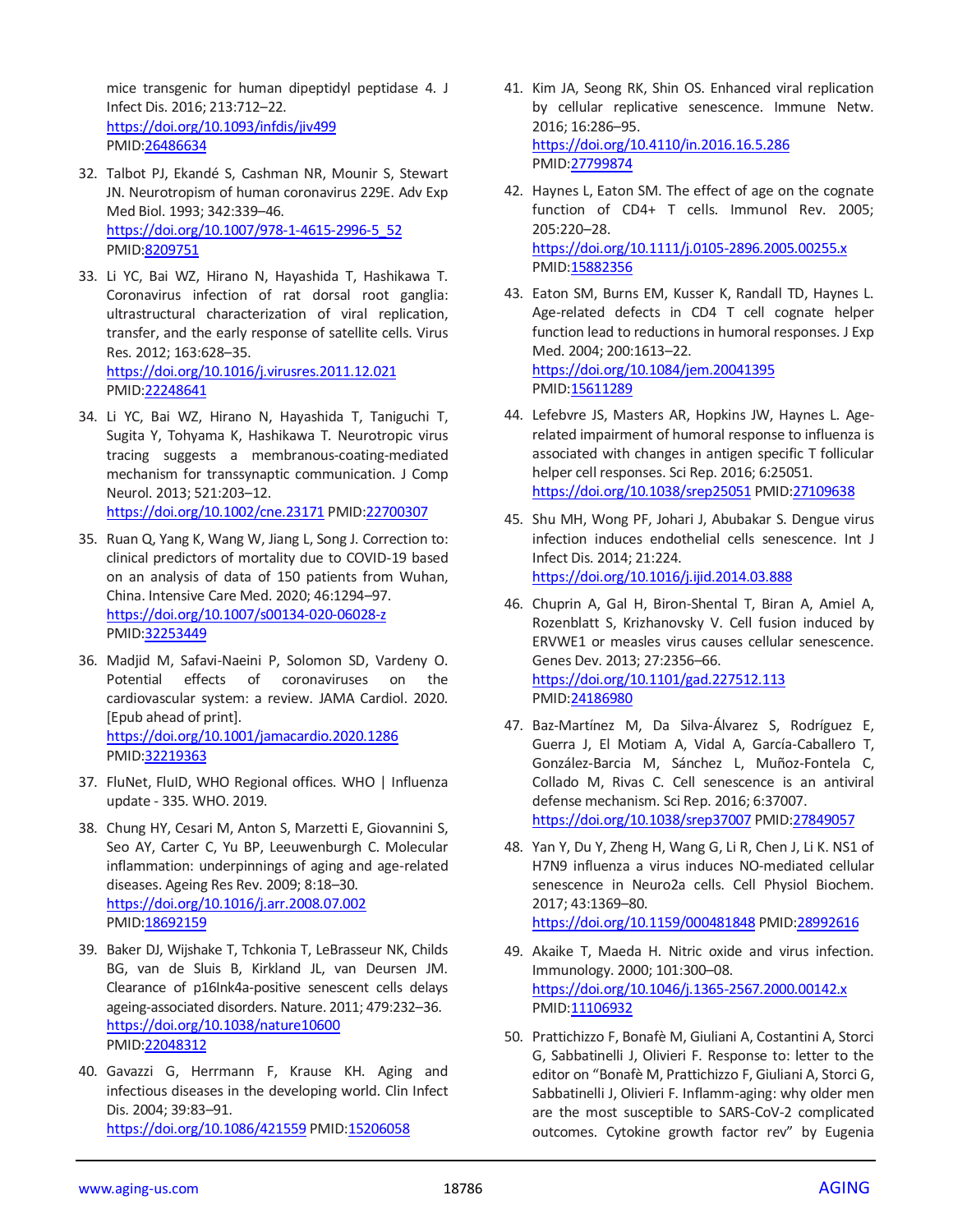mice transgenic for human dipeptidyl peptidase 4. J Infect Dis. 2016; 213:712–22. https://doi.org/10.1093/infdis/jiv499 PMID:26486634

32. Talbot PJ, Ekandé S, Cashman NR, Mounir S, Stewart JN. Neurotropism of human coronavirus 229E. Adv Exp Med Biol. 1993; 342:339–46. https://doi.org/10.1007/978-1-4615-2996-5_52 PMID:8209751

33. Li YC, Bai WZ, Hirano N, Hayashida T, Hashikawa T. Coronavirus infection of rat dorsal root ganglia: ultrastructural characterization of viral replication, transfer, and the early response of satellite cells. Virus Res. 2012; 163:628–35. https://doi.org/10.1016/j.virusres.2011.12.021 PMID:22248641

34. Li YC, Bai WZ, Hirano N, Hayashida T, Taniguchi T, Sugita Y, Tohyama K, Hashikawa T. Neurotropic virus tracing suggests a membranous-coating-mediated mechanism for transsynaptic communication. J Comp Neurol. 2013; 521:203–12. https://doi.org/10.1002/cne.23171 PMID:22700307

35. Ruan Q, Yang K, Wang W, Jiang L, Song J. Correction to: clinical predictors of mortality due to COVID-19 based on an analysis of data of 150 patients from Wuhan, China. Intensive Care Med. 2020; 46:1294–97. https://doi.org/10.1007/s00134-020-06028-z PMID:32253449

36. Madjid M, Safavi-Naeini P, Solomon SD, Vardeny O. Potential effects of coronaviruses on the cardiovascular system: a review. JAMA Cardiol. 2020. [Epub ahead of print]. https://doi.org/10.1001/jamacardio.2020.1286 PMID:32219363

37. FluNet, FluID, WHO Regional offices. WHO | Influenza update - 335. WHO. 2019.

38. Chung HY, Cesari M, Anton S, Marzetti E, Giovannini S, Seo AY, Carter C, Yu BP, Leeuwenburgh C. Molecular inflammation: underpinnings of aging and age-related diseases. Ageing Res Rev. 2009; 8:18–30. https://doi.org/10.1016/j.arr.2008.07.002 PMID:18692159

39. Baker DJ, Wijshake T, Tchkonia T, LeBrasseur NK, Childs BG, van de Sluis B, Kirkland JL, van Deursen JM. Clearance of p16Ink4a-positive senescent cells delays ageing-associated disorders. Nature. 2011; 479:232–36. https://doi.org/10.1038/nature10600 PMID:22048312

40. Gavazzi G, Herrmann F, Krause KH. Aging and infectious diseases in the developing world. Clin Infect Dis. 2004; 39:83–91. https://doi.org/10.1086/421559 PMID:15206058

41. Kim JA, Seong RK, Shin OS. Enhanced viral replication by cellular replicative senescence. Immune Netw. 2016; 16:286–95. https://doi.org/10.4110/in.2016.16.5.286 PMID:27799874

42. Haynes L, Eaton SM. The effect of age on the cognate function of CD4+ T cells. Immunol Rev. 2005; 205:220–28. https://doi.org/10.1111/j.0105-2896.2005.00255.x PMID:15882356

43. Eaton SM, Burns EM, Kusser K, Randall TD, Haynes L. Age-related defects in CD4 T cell cognate helper function lead to reductions in humoral responses. J Exp Med. 2004; 200:1613–22. https://doi.org/10.1084/jem.20041395 PMID:15611289

44. Lefebvre JS, Masters AR, Hopkins JW, Haynes L. Age-related impairment of humoral response to influenza is associated with changes in antigen specific T follicular helper cell responses. Sci Rep. 2016; 6:25051. https://doi.org/10.1038/srep25051 PMID:27109638

45. Shu MH, Wong PF, Johari J, Abubakar S. Dengue virus infection induces endothelial cells senescence. Int J Infect Dis. 2014; 21:224. https://doi.org/10.1016/j.ijid.2014.03.888

46. Chuprin A, Gal H, Biron-Shental T, Biran A, Amiel A, Rozenblatt S, Krizhanovsky V. Cell fusion induced by ERVWE1 or measles virus causes cellular senescence. Genes Dev. 2013; 27:2356–66. https://doi.org/10.1101/gad.227512.113 PMID:24186980

47. Baz-Martínez M, Da Silva-Álvarez S, Rodríguez E, Guerra J, El Motiam A, Vidal A, García-Caballero T, González-Barcia M, Sánchez L, Muñoz-Fontela C, Collado M, Rivas C. Cell senescence is an antiviral defense mechanism. Sci Rep. 2016; 6:37007. https://doi.org/10.1038/srep37007 PMID:27849057

48. Yan Y, Du Y, Zheng H, Wang G, Li R, Chen J, Li K. NS1 of H7N9 influenza a virus induces NO-mediated cellular senescence in Neuro2a cells. Cell Physiol Biochem. 2017; 43:1369–80. https://doi.org/10.1159/000481848 PMID:28992616

49. Akaike T, Maeda H. Nitric oxide and virus infection. Immunology. 2000; 101:300–08. https://doi.org/10.1046/j.1365-2567.2000.00142.x PMID:11106932

50. Prattichizzo F, Bonafè M, Giuliani A, Costantini A, Storci G, Sabbatinelli J, Olivieri F. Response to: letter to the editor on "Bonafè M, Prattichizzo F, Giuliani A, Storci G, Sabbatinelli J, Olivieri F. Inflamm-aging: why older men are the most susceptible to SARS-CoV-2 complicated outcomes. Cytokine growth factor rev" by Eugenia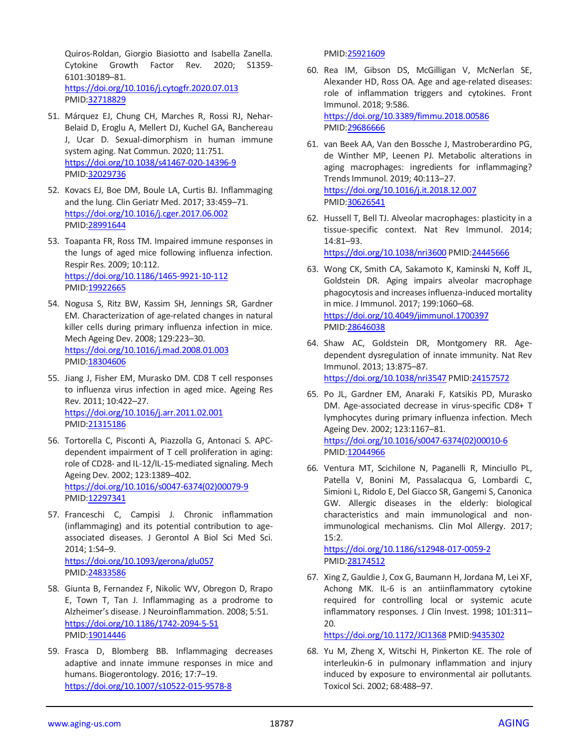Quiros-Roldan, Giorgio Biasiotto and Isabella Zanella. Cytokine Growth Factor Rev. 2020; S1359-6101:30189–81.
https://doi.org/10.1016/j.cytogfr.2020.07.013
PMID:32718829

51. Márquez EJ, Chung CH, Marches R, Rossi RJ, Nehar-Belaid D, Eroglu A, Mellert DJ, Kuchel GA, Banchereau J, Ucar D. Sexual-dimorphism in human immune system aging. Nat Commun. 2020; 11:751.
https://doi.org/10.1038/s41467-020-14396-9
PMID:32029736

52. Kovacs EJ, Boe DM, Boule LA, Curtis BJ. Inflammaging and the lung. Clin Geriatr Med. 2017; 33:459–71.
https://doi.org/10.1016/j.cger.2017.06.002
PMID:28991644

53. Toapanta FR, Ross TM. Impaired immune responses in the lungs of aged mice following influenza infection. Respir Res. 2009; 10:112.
https://doi.org/10.1186/1465-9921-10-112
PMID:19922665

54. Nogusa S, Ritz BW, Kassim SH, Jennings SR, Gardner EM. Characterization of age-related changes in natural killer cells during primary influenza infection in mice. Mech Ageing Dev. 2008; 129:223–30.
https://doi.org/10.1016/j.mad.2008.01.003
PMID:18304606

55. Jiang J, Fisher EM, Murasko DM. CD8 T cell responses to influenza virus infection in aged mice. Ageing Res Rev. 2011; 10:422–27.
https://doi.org/10.1016/j.arr.2011.02.001
PMID:21315186

56. Tortorella C, Pisconti A, Piazzolla G, Antonaci S. APC-dependent impairment of T cell proliferation in aging: role of CD28- and IL-12/IL-15-mediated signaling. Mech Ageing Dev. 2002; 123:1389–402.
https://doi.org/10.1016/s0047-6374(02)00079-9
PMID:12297341

57. Franceschi C, Campisi J. Chronic inflammation (inflammaging) and its potential contribution to age-associated diseases. J Gerontol A Biol Sci Med Sci. 2014; 1:S4–9.
https://doi.org/10.1093/gerona/glu057
PMID:24833586

58. Giunta B, Fernandez F, Nikolic WV, Obregon D, Rrapo E, Town T, Tan J. Inflammaging as a prodrome to Alzheimer's disease. J Neuroinflammation. 2008; 5:51.
https://doi.org/10.1186/1742-2094-5-51
PMID:19014446

59. Frasca D, Blomberg BB. Inflammaging decreases adaptive and innate immune responses in mice and humans. Biogerontology. 2016; 17:7–19.
https://doi.org/10.1007/s10522-015-9578-8
PMID:25921609

60. Rea IM, Gibson DS, McGilligan V, McNerlan SE, Alexander HD, Ross OA. Age and age-related diseases: role of inflammation triggers and cytokines. Front Immunol. 2018; 9:586.
https://doi.org/10.3389/fimmu.2018.00586
PMID:29686666

61. van Beek AA, Van den Bossche J, Mastroberardino PG, de Winther MP, Leenen PJ. Metabolic alterations in aging macrophages: ingredients for inflammaging? Trends Immunol. 2019; 40:113–27.
https://doi.org/10.1016/j.it.2018.12.007
PMID:30626541

62. Hussell T, Bell TJ. Alveolar macrophages: plasticity in a tissue-specific context. Nat Rev Immunol. 2014; 14:81–93.
https://doi.org/10.1038/nri3600 PMID:24445666

63. Wong CK, Smith CA, Sakamoto K, Kaminski N, Koff JL, Goldstein DR. Aging impairs alveolar macrophage phagocytosis and increases influenza-induced mortality in mice. J Immunol. 2017; 199:1060–68.
https://doi.org/10.4049/jimmunol.1700397
PMID:28646038

64. Shaw AC, Goldstein DR, Montgomery RR. Age-dependent dysregulation of innate immunity. Nat Rev Immunol. 2013; 13:875–87.
https://doi.org/10.1038/nri3547 PMID:24157572

65. Po JL, Gardner EM, Anaraki F, Katsikis PD, Murasko DM. Age-associated decrease in virus-specific CD8+ T lymphocytes during primary influenza infection. Mech Ageing Dev. 2002; 123:1167–81.
https://doi.org/10.1016/s0047-6374(02)00010-6
PMID:12044966

66. Ventura MT, Scichilone N, Paganelli R, Minciullo PL, Patella V, Bonini M, Passalacqua G, Lombardi C, Simioni L, Ridolo E, Del Giacco SR, Gangemi S, Canonica GW. Allergic diseases in the elderly: biological characteristics and main immunological and non-immunological mechanisms. Clin Mol Allergy. 2017; 15:2.
https://doi.org/10.1186/s12948-017-0059-2
PMID:28174512

67. Xing Z, Gauldie J, Cox G, Baumann H, Jordana M, Lei XF, Achong MK. IL-6 is an antiinflammatory cytokine required for controlling local or systemic acute inflammatory responses. J Clin Invest. 1998; 101:311–20.
https://doi.org/10.1172/JCI1368 PMID:9435302

68. Yu M, Zheng X, Witschi H, Pinkerton KE. The role of interleukin-6 in pulmonary inflammation and injury induced by exposure to environmental air pollutants. Toxicol Sci. 2002; 68:488–97.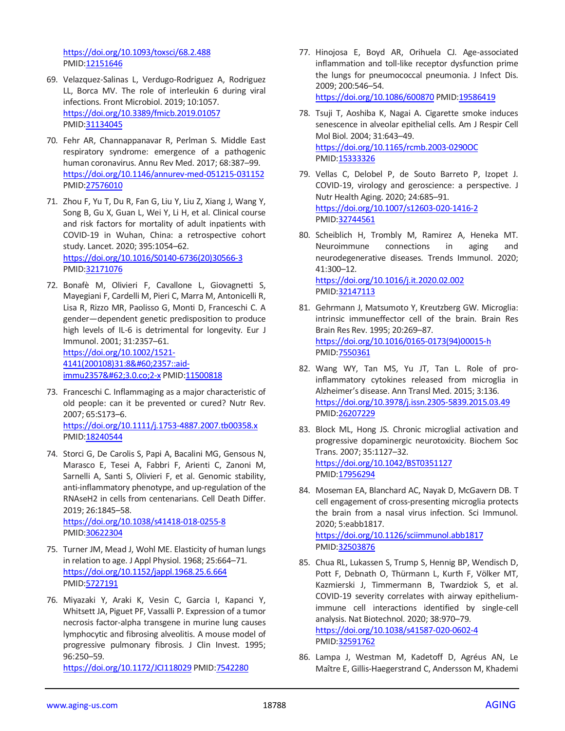https://doi.org/10.1093/toxsci/68.2.488 PMID:12151646

69. Velazquez-Salinas L, Verdugo-Rodriguez A, Rodriguez LL, Borca MV. The role of interleukin 6 during viral infections. Front Microbiol. 2019; 10:1057. https://doi.org/10.3389/fmicb.2019.01057 PMID:31134045

70. Fehr AR, Channappanavar R, Perlman S. Middle East respiratory syndrome: emergence of a pathogenic human coronavirus. Annu Rev Med. 2017; 68:387–99. https://doi.org/10.1146/annurev-med-051215-031152 PMID:27576010

71. Zhou F, Yu T, Du R, Fan G, Liu Y, Liu Z, Xiang J, Wang Y, Song B, Gu X, Guan L, Wei Y, Li H, et al. Clinical course and risk factors for mortality of adult inpatients with COVID-19 in Wuhan, China: a retrospective cohort study. Lancet. 2020; 395:1054–62. https://doi.org/10.1016/S0140-6736(20)30566-3 PMID:32171076

72. Bonafè M, Olivieri F, Cavallone L, Giovagnetti S, Mayegiani F, Cardelli M, Pieri C, Marra M, Antonicelli R, Lisa R, Rizzo MR, Paolisso G, Monti D, Franceschi C. A gender—dependent genetic predisposition to produce high levels of IL-6 is detrimental for longevity. Eur J Immunol. 2001; 31:2357–61. https://doi.org/10.1002/1521-4141(200108)31:8&#60;2357::aid-immu2357&#62;3.0.co;2-x PMID:11500818

73. Franceschi C. Inflammaging as a major characteristic of old people: can it be prevented or cured? Nutr Rev. 2007; 65:S173–6. https://doi.org/10.1111/j.1753-4887.2007.tb00358.x PMID:18240544

74. Storci G, De Carolis S, Papi A, Bacalini MG, Gensous N, Marasco E, Tesei A, Fabbri F, Arienti C, Zanoni M, Sarnelli A, Santi S, Olivieri F, et al. Genomic stability, anti-inflammatory phenotype, and up-regulation of the RNAseH2 in cells from centenarians. Cell Death Differ. 2019; 26:1845–58. https://doi.org/10.1038/s41418-018-0255-8 PMID:30622304

75. Turner JM, Mead J, Wohl ME. Elasticity of human lungs in relation to age. J Appl Physiol. 1968; 25:664–71. https://doi.org/10.1152/jappl.1968.25.6.664 PMID:5727191

76. Miyazaki Y, Araki K, Vesin C, Garcia I, Kapanci Y, Whitsett JA, Piguet PF, Vassalli P. Expression of a tumor necrosis factor-alpha transgene in murine lung causes lymphocytic and fibrosing alveolitis. A mouse model of progressive pulmonary fibrosis. J Clin Invest. 1995; 96:250–59. https://doi.org/10.1172/JCI118029 PMID:7542280

77. Hinojosa E, Boyd AR, Orihuela CJ. Age-associated inflammation and toll-like receptor dysfunction prime the lungs for pneumococcal pneumonia. J Infect Dis. 2009; 200:546–54. https://doi.org/10.1086/600870 PMID:19586419

78. Tsuji T, Aoshiba K, Nagai A. Cigarette smoke induces senescence in alveolar epithelial cells. Am J Respir Cell Mol Biol. 2004; 31:643–49. https://doi.org/10.1165/rcmb.2003-0290OC PMID:15333326

79. Vellas C, Delobel P, de Souto Barreto P, Izopet J. COVID-19, virology and geroscience: a perspective. J Nutr Health Aging. 2020; 24:685–91. https://doi.org/10.1007/s12603-020-1416-2 PMID:32744561

80. Scheiblich H, Trombly M, Ramirez A, Heneka MT. Neuroimmune connections in aging and neurodegenerative diseases. Trends Immunol. 2020; 41:300–12. https://doi.org/10.1016/j.it.2020.02.002 PMID:32147113

81. Gehrmann J, Matsumoto Y, Kreutzberg GW. Microglia: intrinsic immuneffector cell of the brain. Brain Res Brain Res Rev. 1995; 20:269–87. https://doi.org/10.1016/0165-0173(94)00015-h PMID:7550361

82. Wang WY, Tan MS, Yu JT, Tan L. Role of pro-inflammatory cytokines released from microglia in Alzheimer's disease. Ann Transl Med. 2015; 3:136. https://doi.org/10.3978/j.issn.2305-5839.2015.03.49 PMID:26207229

83. Block ML, Hong JS. Chronic microglial activation and progressive dopaminergic neurotoxicity. Biochem Soc Trans. 2007; 35:1127–32. https://doi.org/10.1042/BST0351127 PMID:17956294

84. Moseman EA, Blanchard AC, Nayak D, McGavern DB. T cell engagement of cross-presenting microglia protects the brain from a nasal virus infection. Sci Immunol. 2020; 5:eabb1817. https://doi.org/10.1126/sciimmunol.abb1817 PMID:32503876

85. Chua RL, Lukassen S, Trump S, Hennig BP, Wendisch D, Pott F, Debnath O, Thürmann L, Kurth F, Völker MT, Kazmierski J, Timmermann B, Twardziok S, et al. COVID-19 severity correlates with airway epithelium-immune cell interactions identified by single-cell analysis. Nat Biotechnol. 2020; 38:970–79. https://doi.org/10.1038/s41587-020-0602-4 PMID:32591762

86. Lampa J, Westman M, Kadetoff D, Agréus AN, Le Maître E, Gillis-Haegerstrand C, Andersson M, Khademi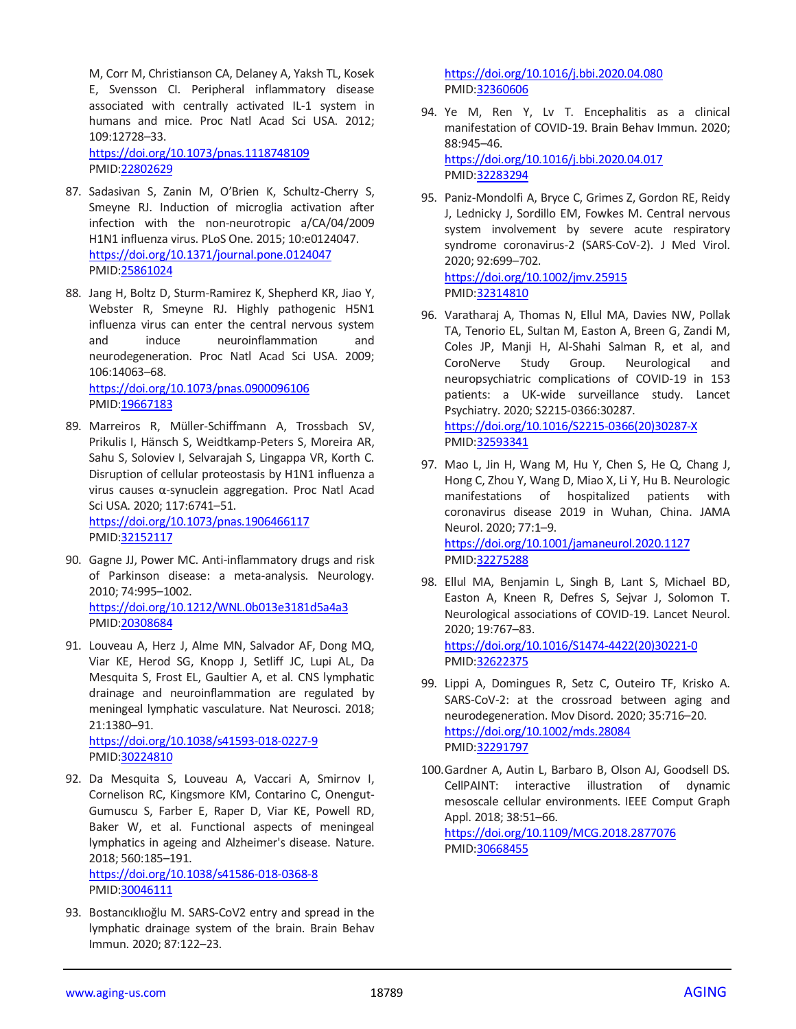M, Corr M, Christianson CA, Delaney A, Yaksh TL, Kosek E, Svensson CI. Peripheral inflammatory disease associated with centrally activated IL-1 system in humans and mice. Proc Natl Acad Sci USA. 2012; 109:12728–33.
https://doi.org/10.1073/pnas.1118748109
PMID:22802629

87. Sadasivan S, Zanin M, O'Brien K, Schultz-Cherry S, Smeyne RJ. Induction of microglia activation after infection with the non-neurotropic a/CA/04/2009 H1N1 influenza virus. PLoS One. 2015; 10:e0124047.
https://doi.org/10.1371/journal.pone.0124047
PMID:25861024

88. Jang H, Boltz D, Sturm-Ramirez K, Shepherd KR, Jiao Y, Webster R, Smeyne RJ. Highly pathogenic H5N1 influenza virus can enter the central nervous system and induce neuroinflammation and neurodegeneration. Proc Natl Acad Sci USA. 2009; 106:14063–68.
https://doi.org/10.1073/pnas.0900096106
PMID:19667183

89. Marreiros R, Müller-Schiffmann A, Trossbach SV, Prikulis I, Hänsch S, Weidtkamp-Peters S, Moreira AR, Sahu S, Soloviev I, Selvarajah S, Lingappa VR, Korth C. Disruption of cellular proteostasis by H1N1 influenza a virus causes α-synuclein aggregation. Proc Natl Acad Sci USA. 2020; 117:6741–51.
https://doi.org/10.1073/pnas.1906466117
PMID:32152117

90. Gagne JJ, Power MC. Anti-inflammatory drugs and risk of Parkinson disease: a meta-analysis. Neurology. 2010; 74:995–1002.
https://doi.org/10.1212/WNL.0b013e3181d5a4a3
PMID:20308684

91. Louveau A, Herz J, Alme MN, Salvador AF, Dong MQ, Viar KE, Herod SG, Knopp J, Setliff JC, Lupi AL, Da Mesquita S, Frost EL, Gaultier A, et al. CNS lymphatic drainage and neuroinflammation are regulated by meningeal lymphatic vasculature. Nat Neurosci. 2018; 21:1380–91.
https://doi.org/10.1038/s41593-018-0227-9
PMID:30224810

92. Da Mesquita S, Louveau A, Vaccari A, Smirnov I, Cornelison RC, Kingsmore KM, Contarino C, Onengut-Gumuscu S, Farber E, Raper D, Viar KE, Powell RD, Baker W, et al. Functional aspects of meningeal lymphatics in ageing and Alzheimer's disease. Nature. 2018; 560:185–191.
https://doi.org/10.1038/s41586-018-0368-8
PMID:30046111

93. Bostancıklıoğlu M. SARS-CoV2 entry and spread in the lymphatic drainage system of the brain. Brain Behav Immun. 2020; 87:122–23.
https://doi.org/10.1016/j.bbi.2020.04.080
PMID:32360606

94. Ye M, Ren Y, Lv T. Encephalitis as a clinical manifestation of COVID-19. Brain Behav Immun. 2020; 88:945–46.
https://doi.org/10.1016/j.bbi.2020.04.017
PMID:32283294

95. Paniz-Mondolfi A, Bryce C, Grimes Z, Gordon RE, Reidy J, Lednicky J, Sordillo EM, Fowkes M. Central nervous system involvement by severe acute respiratory syndrome coronavirus-2 (SARS-CoV-2). J Med Virol. 2020; 92:699–702.
https://doi.org/10.1002/jmv.25915
PMID:32314810

96. Varatharaj A, Thomas N, Ellul MA, Davies NW, Pollak TA, Tenorio EL, Sultan M, Easton A, Breen G, Zandi M, Coles JP, Manji H, Al-Shahi Salman R, et al, and CoroNerve Study Group. Neurological and neuropsychiatric complications of COVID-19 in 153 patients: a UK-wide surveillance study. Lancet Psychiatry. 2020; S2215-0366:30287.
https://doi.org/10.1016/S2215-0366(20)30287-X
PMID:32593341

97. Mao L, Jin H, Wang M, Hu Y, Chen S, He Q, Chang J, Hong C, Zhou Y, Wang D, Miao X, Li Y, Hu B. Neurologic manifestations of hospitalized patients with coronavirus disease 2019 in Wuhan, China. JAMA Neurol. 2020; 77:1–9.
https://doi.org/10.1001/jamaneurol.2020.1127
PMID:32275288

98. Ellul MA, Benjamin L, Singh B, Lant S, Michael BD, Easton A, Kneen R, Defres S, Sejvar J, Solomon T. Neurological associations of COVID-19. Lancet Neurol. 2020; 19:767–83.
https://doi.org/10.1016/S1474-4422(20)30221-0
PMID:32622375

99. Lippi A, Domingues R, Setz C, Outeiro TF, Krisko A. SARS-CoV-2: at the crossroad between aging and neurodegeneration. Mov Disord. 2020; 35:716–20.
https://doi.org/10.1002/mds.28084
PMID:32291797

100. Gardner A, Autin L, Barbaro B, Olson AJ, Goodsell DS. CellPAINT: interactive illustration of dynamic mesoscale cellular environments. IEEE Comput Graph Appl. 2018; 38:51–66.
https://doi.org/10.1109/MCG.2018.2877076
PMID:30668455